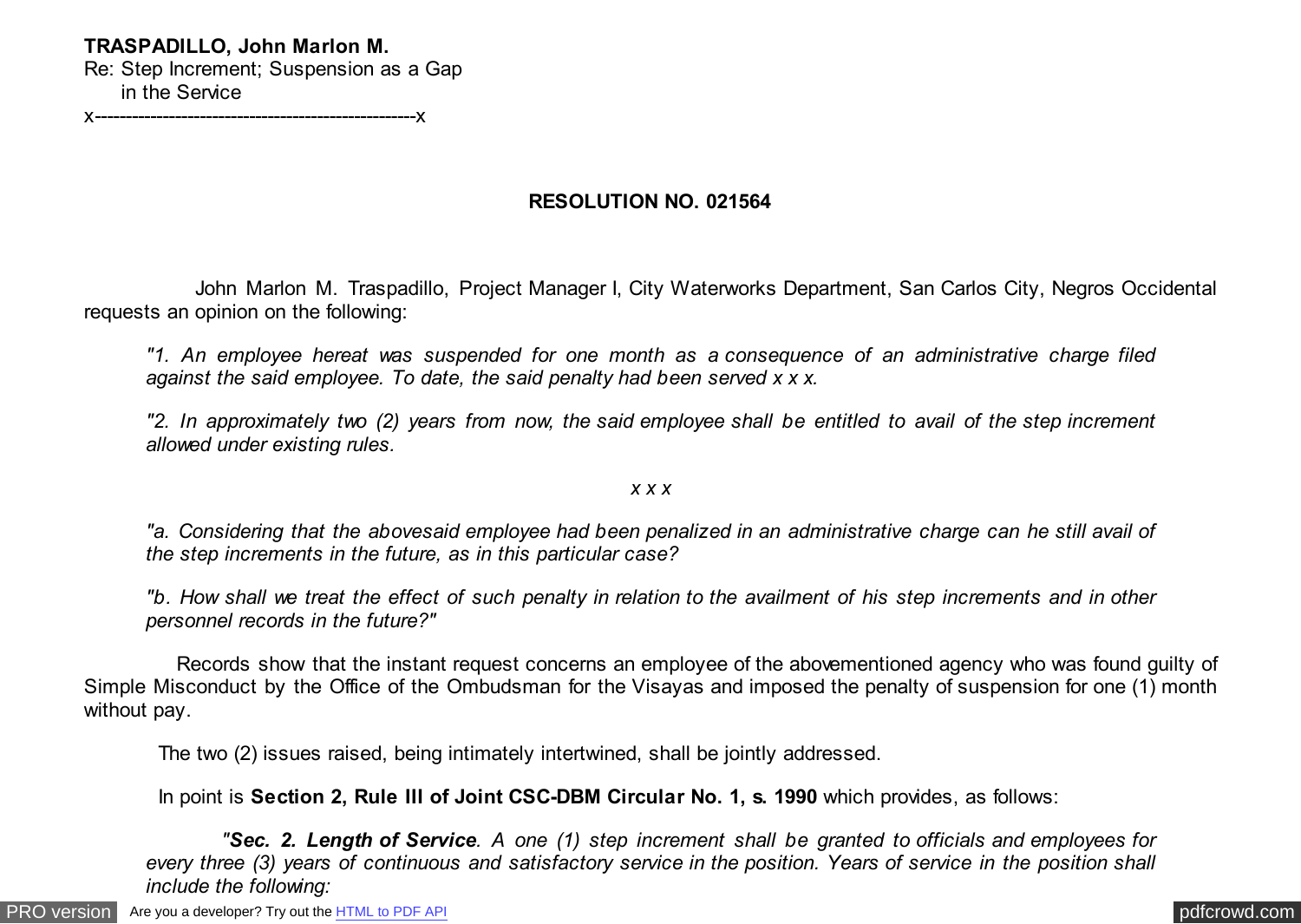**TRASPADILLO, John Marlon M.**
Re: Step Increment; Suspension as a Gap in the Service
x----------------------------------------------------x

**RESOLUTION NO. 021564**

John Marlon M. Traspadillo, Project Manager I, City Waterworks Department, San Carlos City, Negros Occidental requests an opinion on the following:

> *"1. An employee hereat was suspended for one month as a consequence of an administrative charge filed against the said employee. To date, the said penalty had been served x x x.*
>
> *"2. In approximately two (2) years from now, the said employee shall be entitled to avail of the step increment allowed under existing rules.*
>
> *x x x*
>
> *"a. Considering that the abovesaid employee had been penalized in an administrative charge can he still avail of the step increments in the future, as in this particular case?*
>
> *"b. How shall we treat the effect of such penalty in relation to the availment of his step increments and in other personnel records in the future?"*

Records show that the instant request concerns an employee of the abovementioned agency who was found guilty of Simple Misconduct by the Office of the Ombudsman for the Visayas and imposed the penalty of suspension for one (1) month without pay.

The two (2) issues raised, being intimately intertwined, shall be jointly addressed.

In point is **Section 2, Rule III of Joint CSC-DBM Circular No. 1, s. 1990** which provides, as follows:

> *"**Sec. 2. Length of Service**. A one (1) step increment shall be granted to officials and employees for every three (3) years of continuous and satisfactory service in the position. Years of service in the position shall include the following:*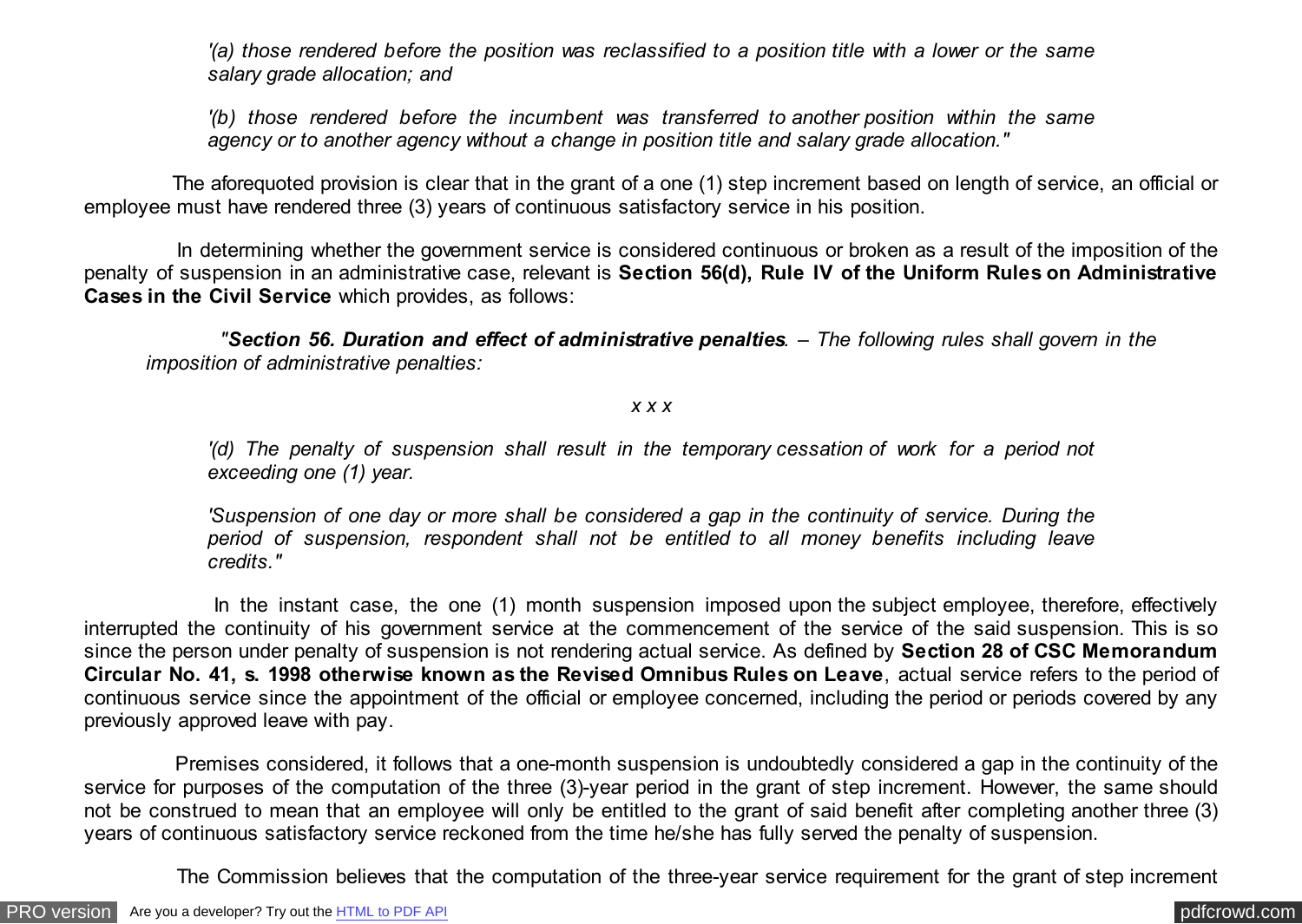*'(a) those rendered before the position was reclassified to a position title with a lower or the same salary grade allocation; and*

*'(b) those rendered before the incumbent was transferred to another position within the same agency or to another agency without a change in position title and salary grade allocation."*

The aforequoted provision is clear that in the grant of a one (1) step increment based on length of service, an official or employee must have rendered three (3) years of continuous satisfactory service in his position.

In determining whether the government service is considered continuous or broken as a result of the imposition of the penalty of suspension in an administrative case, relevant is **Section 56(d), Rule IV of the Uniform Rules on Administrative Cases in the Civil Service** which provides, as follows:

*"**Section 56. Duration and effect of administrative penalties**. – The following rules shall govern in the imposition of administrative penalties:*

*x x x*

*'(d) The penalty of suspension shall result in the temporary cessation of work for a period not exceeding one (1) year.*

*'Suspension of one day or more shall be considered a gap in the continuity of service. During the period of suspension, respondent shall not be entitled to all money benefits including leave credits."*

In the instant case, the one (1) month suspension imposed upon the subject employee, therefore, effectively interrupted the continuity of his government service at the commencement of the service of the said suspension. This is so since the person under penalty of suspension is not rendering actual service. As defined by **Section 28 of CSC Memorandum Circular No. 41, s. 1998 otherwise known as the Revised Omnibus Rules on Leave**, actual service refers to the period of continuous service since the appointment of the official or employee concerned, including the period or periods covered by any previously approved leave with pay.

Premises considered, it follows that a one-month suspension is undoubtedly considered a gap in the continuity of the service for purposes of the computation of the three (3)-year period in the grant of step increment. However, the same should not be construed to mean that an employee will only be entitled to the grant of said benefit after completing another three (3) years of continuous satisfactory service reckoned from the time he/she has fully served the penalty of suspension.

The Commission believes that the computation of the three-year service requirement for the grant of step increment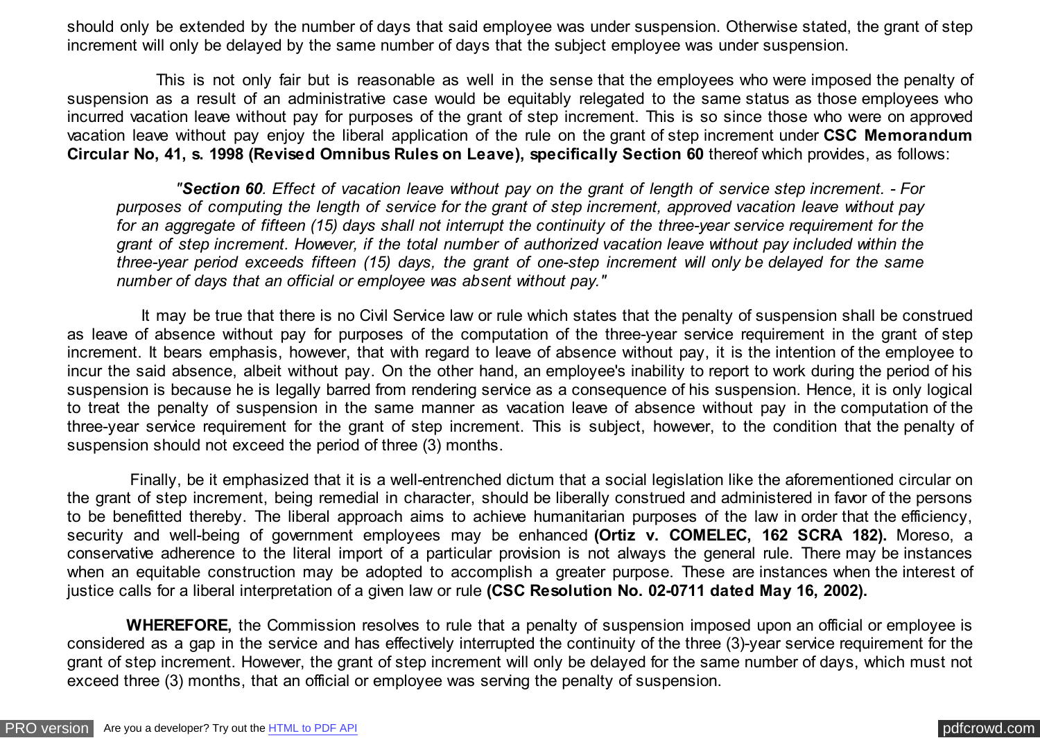should only be extended by the number of days that said employee was under suspension. Otherwise stated, the grant of step increment will only be delayed by the same number of days that the subject employee was under suspension.

This is not only fair but is reasonable as well in the sense that the employees who were imposed the penalty of suspension as a result of an administrative case would be equitably relegated to the same status as those employees who incurred vacation leave without pay for purposes of the grant of step increment. This is so since those who were on approved vacation leave without pay enjoy the liberal application of the rule on the grant of step increment under **CSC Memorandum Circular No, 41, s. 1998 (Revised Omnibus Rules on Leave), specifically Section 60** thereof which provides, as follows:

> *"**Section 60**. Effect of vacation leave without pay on the grant of length of service step increment. - For purposes of computing the length of service for the grant of step increment, approved vacation leave without pay for an aggregate of fifteen (15) days shall not interrupt the continuity of the three-year service requirement for the grant of step increment. However, if the total number of authorized vacation leave without pay included within the three-year period exceeds fifteen (15) days, the grant of one-step increment will only be delayed for the same number of days that an official or employee was absent without pay."*

It may be true that there is no Civil Service law or rule which states that the penalty of suspension shall be construed as leave of absence without pay for purposes of the computation of the three-year service requirement in the grant of step increment. It bears emphasis, however, that with regard to leave of absence without pay, it is the intention of the employee to incur the said absence, albeit without pay. On the other hand, an employee's inability to report to work during the period of his suspension is because he is legally barred from rendering service as a consequence of his suspension. Hence, it is only logical to treat the penalty of suspension in the same manner as vacation leave of absence without pay in the computation of the three-year service requirement for the grant of step increment. This is subject, however, to the condition that the penalty of suspension should not exceed the period of three (3) months.

Finally, be it emphasized that it is a well-entrenched dictum that a social legislation like the aforementioned circular on the grant of step increment, being remedial in character, should be liberally construed and administered in favor of the persons to be benefitted thereby. The liberal approach aims to achieve humanitarian purposes of the law in order that the efficiency, security and well-being of government employees may be enhanced **(Ortiz v. COMELEC, 162 SCRA 182).** Moreso, a conservative adherence to the literal import of a particular provision is not always the general rule. There may be instances when an equitable construction may be adopted to accomplish a greater purpose. These are instances when the interest of justice calls for a liberal interpretation of a given law or rule **(CSC Resolution No. 02-0711 dated May 16, 2002).**

**WHEREFORE,** the Commission resolves to rule that a penalty of suspension imposed upon an official or employee is considered as a gap in the service and has effectively interrupted the continuity of the three (3)-year service requirement for the grant of step increment. However, the grant of step increment will only be delayed for the same number of days, which must not exceed three (3) months, that an official or employee was serving the penalty of suspension.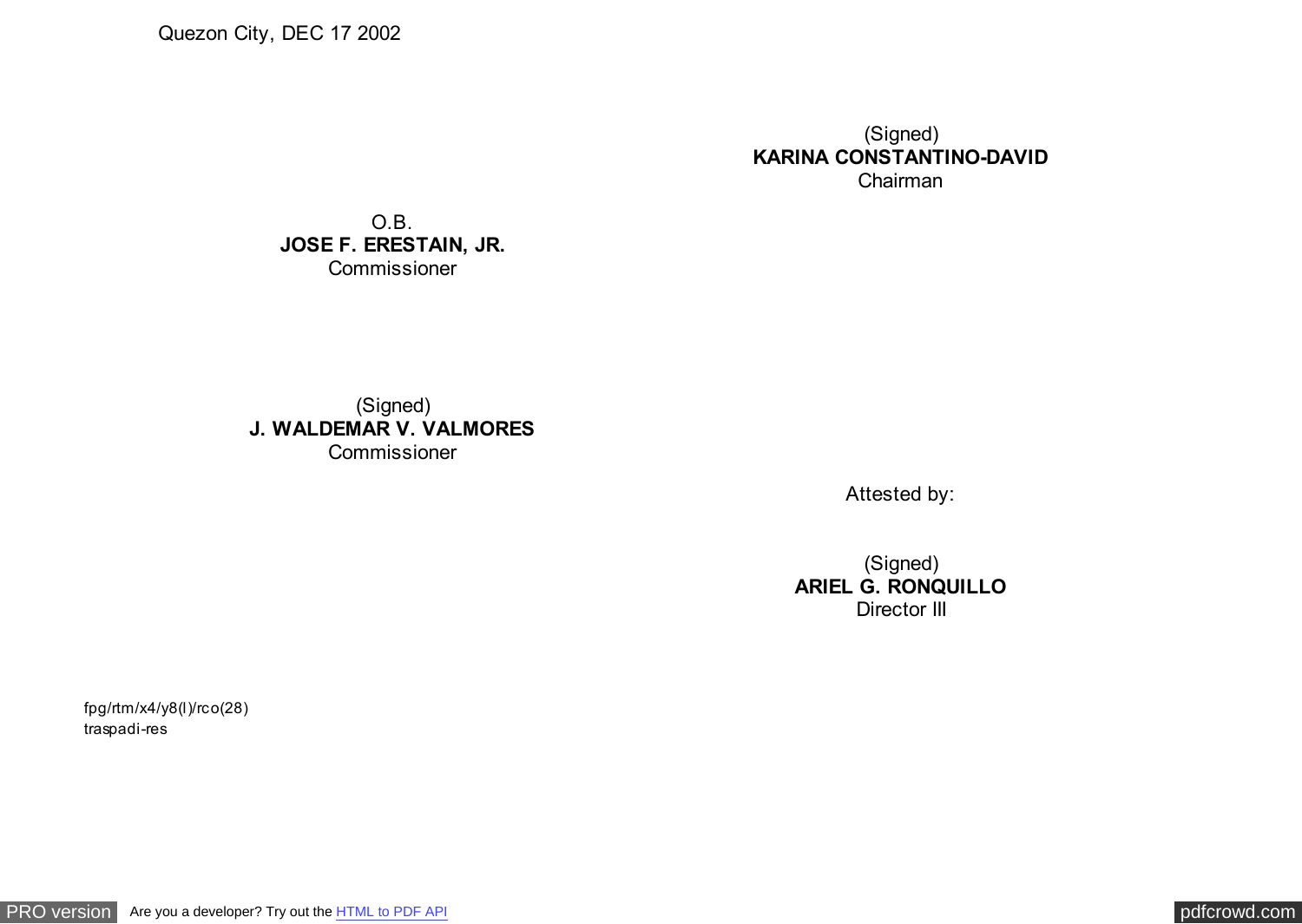Quezon City, DEC 17 2002

(Signed)
**KARINA CONSTANTINO-DAVID**
Chairman

O.B.
**JOSE F. ERESTAIN, JR.**
Commissioner

(Signed)
**J. WALDEMAR V. VALMORES**
Commissioner

Attested by:

(Signed)
**ARIEL G. RONQUILLO**
Director III

fpg/rtm/x4/y8(l)/rco(28)
traspadi-res